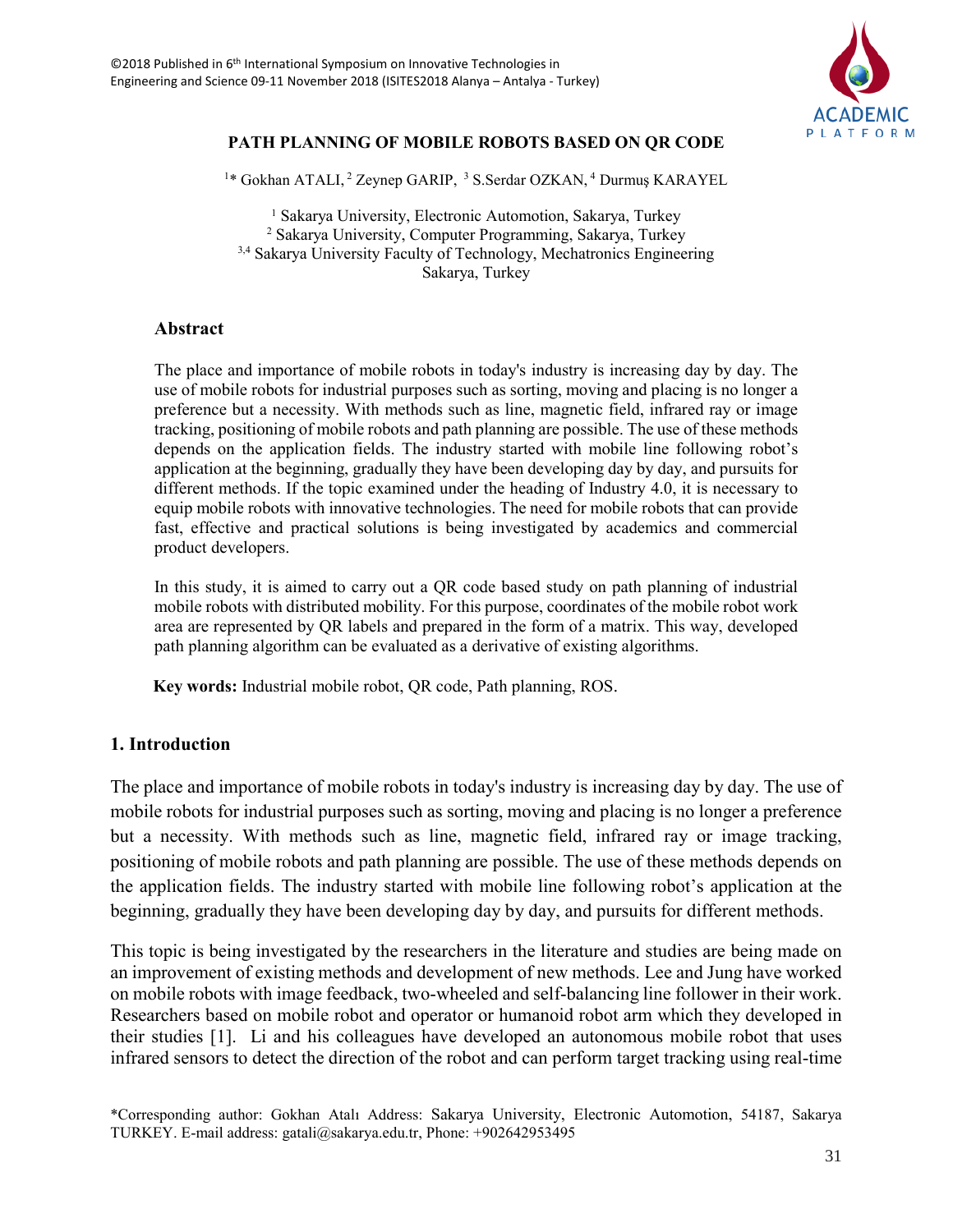©2018 Published in 6th International Symposium on Innovative Technologies in Engineering and Science 09-11 November 2018 (ISITES2018 Alanya – Antalya - Turkey)

# PATH PLANNING OF MOBILE ROBOTS BASED ON QR CODE

[1]* Gokhan ATALI, [2] Zeynep GARIP, [3] S.Serdar OZKAN, [4] Durmuş KARAYEL

[1] Sakarya University, Electronic Automotion, Sakarya, Turkey
[2] Sakarya University, Computer Programming, Sakarya, Turkey
[3,4] Sakarya University Faculty of Technology, Mechatronics Engineering Sakarya, Turkey

## Abstract

The place and importance of mobile robots in today's industry is increasing day by day. The use of mobile robots for industrial purposes such as sorting, moving and placing is no longer a preference but a necessity. With methods such as line, magnetic field, infrared ray or image tracking, positioning of mobile robots and path planning are possible. The use of these methods depends on the application fields. The industry started with mobile line following robot's application at the beginning, gradually they have been developing day by day, and pursuits for different methods. If the topic examined under the heading of Industry 4.0, it is necessary to equip mobile robots with innovative technologies. The need for mobile robots that can provide fast, effective and practical solutions is being investigated by academics and commercial product developers.

In this study, it is aimed to carry out a QR code based study on path planning of industrial mobile robots with distributed mobility. For this purpose, coordinates of the mobile robot work area are represented by QR labels and prepared in the form of a matrix. This way, developed path planning algorithm can be evaluated as a derivative of existing algorithms.

**Key words:** Industrial mobile robot, QR code, Path planning, ROS.

## 1. Introduction

The place and importance of mobile robots in today's industry is increasing day by day. The use of mobile robots for industrial purposes such as sorting, moving and placing is no longer a preference but a necessity. With methods such as line, magnetic field, infrared ray or image tracking, positioning of mobile robots and path planning are possible. The use of these methods depends on the application fields. The industry started with mobile line following robot's application at the beginning, gradually they have been developing day by day, and pursuits for different methods.

This topic is being investigated by the researchers in the literature and studies are being made on an improvement of existing methods and development of new methods. Lee and Jung have worked on mobile robots with image feedback, two-wheeled and self-balancing line follower in their work. Researchers based on mobile robot and operator or humanoid robot arm which they developed in their studies [1]. Li and his colleagues have developed an autonomous mobile robot that uses infrared sensors to detect the direction of the robot and can perform target tracking using real-time

*Corresponding author: Gokhan Atalı Address: Sakarya University, Electronic Automotion, 54187, Sakarya TURKEY. E-mail address: gatali@sakarya.edu.tr, Phone: +902642953495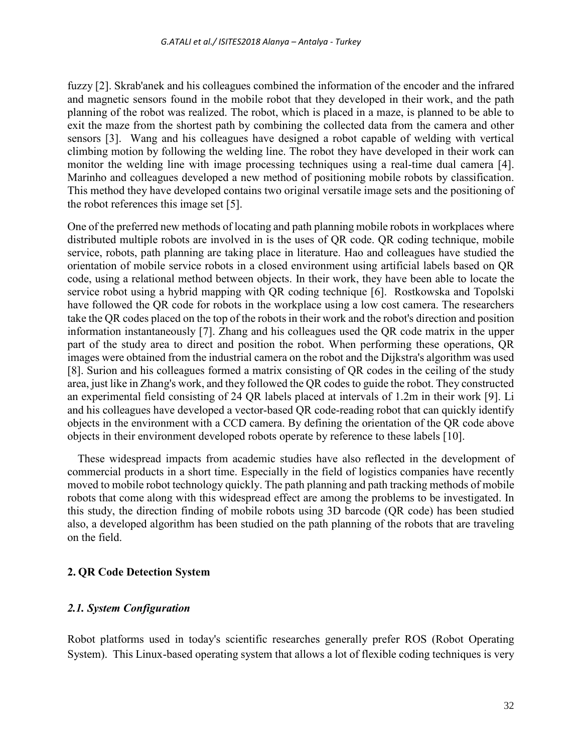fuzzy [2]. Skrab'anek and his colleagues combined the information of the encoder and the infrared and magnetic sensors found in the mobile robot that they developed in their work, and the path planning of the robot was realized. The robot, which is placed in a maze, is planned to be able to exit the maze from the shortest path by combining the collected data from the camera and other sensors [3]. Wang and his colleagues have designed a robot capable of welding with vertical climbing motion by following the welding line. The robot they have developed in their work can monitor the welding line with image processing techniques using a real-time dual camera [4]. Marinho and colleagues developed a new method of positioning mobile robots by classification. This method they have developed contains two original versatile image sets and the positioning of the robot references this image set [5].

One of the preferred new methods of locating and path planning mobile robots in workplaces where distributed multiple robots are involved in is the uses of QR code. QR coding technique, mobile service, robots, path planning are taking place in literature. Hao and colleagues have studied the orientation of mobile service robots in a closed environment using artificial labels based on QR code, using a relational method between objects. In their work, they have been able to locate the service robot using a hybrid mapping with QR coding technique [6]. Rostkowska and Topolski have followed the QR code for robots in the workplace using a low cost camera. The researchers take the QR codes placed on the top of the robots in their work and the robot's direction and position information instantaneously [7]. Zhang and his colleagues used the QR code matrix in the upper part of the study area to direct and position the robot. When performing these operations, QR images were obtained from the industrial camera on the robot and the Dijkstra's algorithm was used [8]. Surion and his colleagues formed a matrix consisting of QR codes in the ceiling of the study area, just like in Zhang's work, and they followed the QR codes to guide the robot. They constructed an experimental field consisting of 24 QR labels placed at intervals of 1.2m in their work [9]. Li and his colleagues have developed a vector-based QR code-reading robot that can quickly identify objects in the environment with a CCD camera. By defining the orientation of the QR code above objects in their environment developed robots operate by reference to these labels [10].

These widespread impacts from academic studies have also reflected in the development of commercial products in a short time. Especially in the field of logistics companies have recently moved to mobile robot technology quickly. The path planning and path tracking methods of mobile robots that come along with this widespread effect are among the problems to be investigated. In this study, the direction finding of mobile robots using 3D barcode (QR code) has been studied also, a developed algorithm has been studied on the path planning of the robots that are traveling on the field.

## 2. QR Code Detection System

### *2.1. System Configuration*

Robot platforms used in today's scientific researches generally prefer ROS (Robot Operating System). This Linux-based operating system that allows a lot of flexible coding techniques is very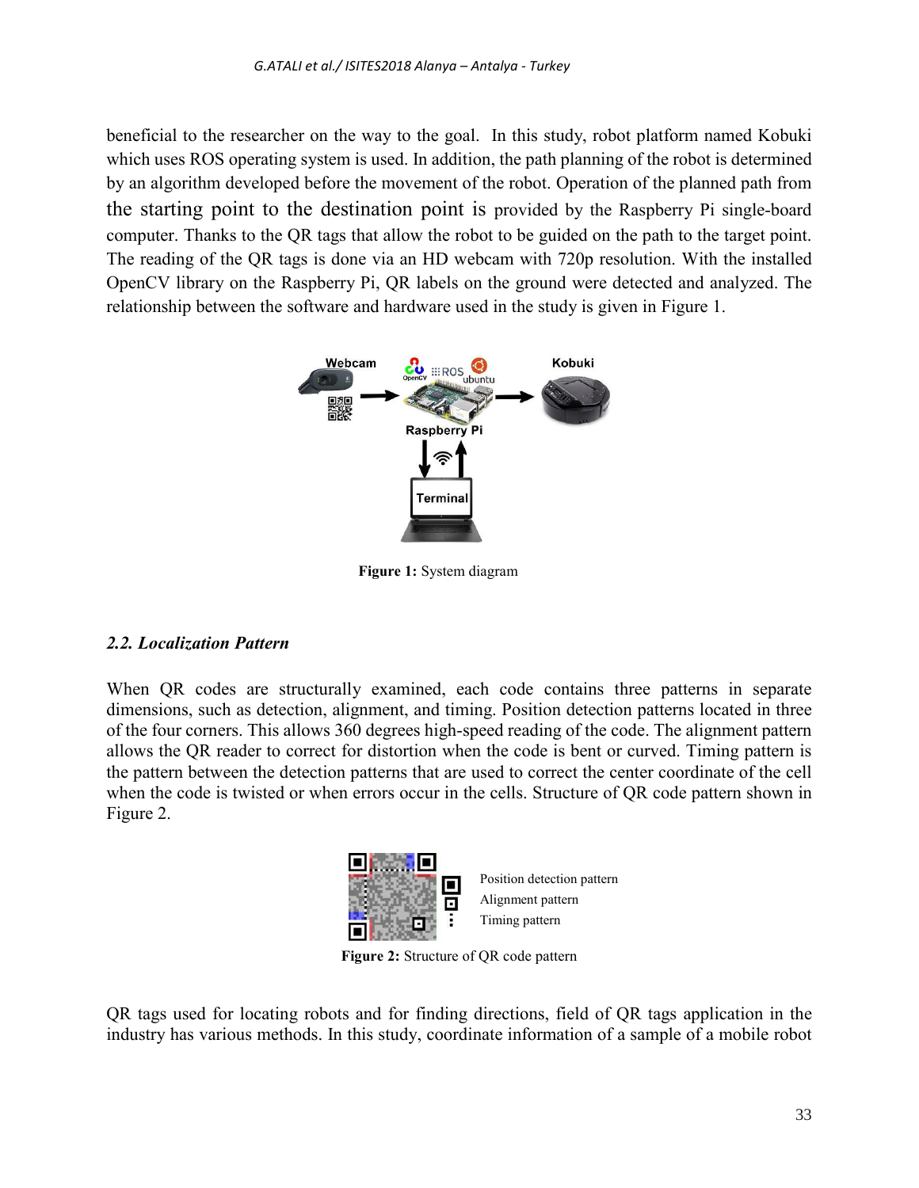beneficial to the researcher on the way to the goal. In this study, robot platform named Kobuki which uses ROS operating system is used. In addition, the path planning of the robot is determined by an algorithm developed before the movement of the robot. Operation of the planned path from the starting point to the destination point is provided by the Raspberry Pi single-board computer. Thanks to the QR tags that allow the robot to be guided on the path to the target point. The reading of the QR tags is done via an HD webcam with 720p resolution. With the installed OpenCV library on the Raspberry Pi, QR labels on the ground were detected and analyzed. The relationship between the software and hardware used in the study is given in Figure 1.

**Figure 1:** System diagram

### *2.2. Localization Pattern*

When QR codes are structurally examined, each code contains three patterns in separate dimensions, such as detection, alignment, and timing. Position detection patterns located in three of the four corners. This allows 360 degrees high-speed reading of the code. The alignment pattern allows the QR reader to correct for distortion when the code is bent or curved. Timing pattern is the pattern between the detection patterns that are used to correct the center coordinate of the cell when the code is twisted or when errors occur in the cells. Structure of QR code pattern shown in Figure 2.

**Figure 2:** Structure of QR code pattern

QR tags used for locating robots and for finding directions, field of QR tags application in the industry has various methods. In this study, coordinate information of a sample of a mobile robot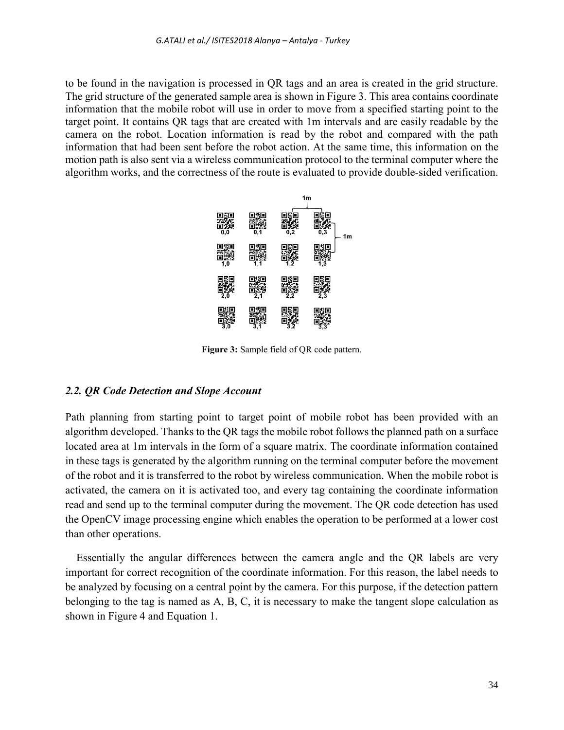to be found in the navigation is processed in QR tags and an area is created in the grid structure. The grid structure of the generated sample area is shown in Figure 3. This area contains coordinate information that the mobile robot will use in order to move from a specified starting point to the target point. It contains QR tags that are created with 1m intervals and are easily readable by the camera on the robot. Location information is read by the robot and compared with the path information that had been sent before the robot action. At the same time, this information on the motion path is also sent via a wireless communication protocol to the terminal computer where the algorithm works, and the correctness of the route is evaluated to provide double-sided verification.

**Figure 3:** Sample field of QR code pattern.

### *2.2. QR Code Detection and Slope Account*

Path planning from starting point to target point of mobile robot has been provided with an algorithm developed. Thanks to the QR tags the mobile robot follows the planned path on a surface located area at 1m intervals in the form of a square matrix. The coordinate information contained in these tags is generated by the algorithm running on the terminal computer before the movement of the robot and it is transferred to the robot by wireless communication. When the mobile robot is activated, the camera on it is activated too, and every tag containing the coordinate information read and send up to the terminal computer during the movement. The QR code detection has used the OpenCV image processing engine which enables the operation to be performed at a lower cost than other operations.

Essentially the angular differences between the camera angle and the QR labels are very important for correct recognition of the coordinate information. For this reason, the label needs to be analyzed by focusing on a central point by the camera. For this purpose, if the detection pattern belonging to the tag is named as A, B, C, it is necessary to make the tangent slope calculation as shown in Figure 4 and Equation 1.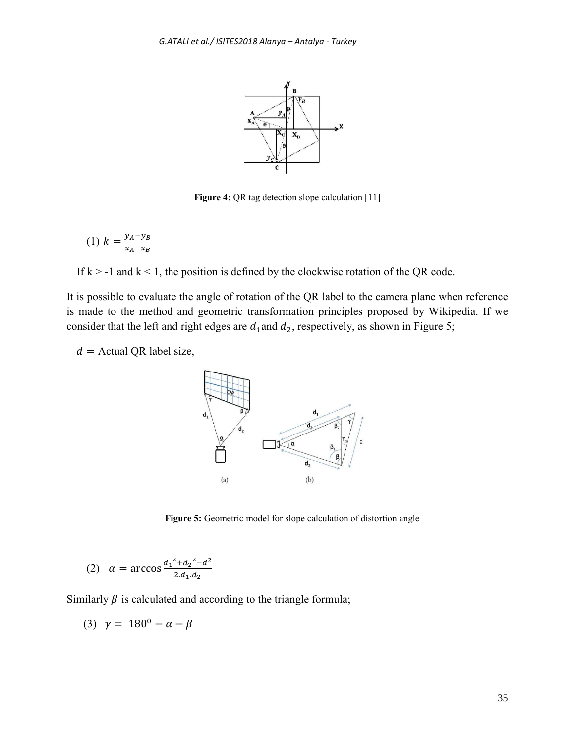**Figure 4:** QR tag detection slope calculation [11]

(1) $k = \frac{y_A - y_B}{x_A - x_B}$

If k > -1 and k < 1, the position is defined by the clockwise rotation of the QR code.

It is possible to evaluate the angle of rotation of the QR label to the camera plane when reference is made to the method and geometric transformation principles proposed by Wikipedia. If we consider that the left and right edges are $d_1$ and $d_2$, respectively, as shown in Figure 5;

$d =$ Actual QR label size,

**Figure 5:** Geometric model for slope calculation of distortion angle

(2) $\alpha = \arccos \frac{{d_1}^2 + {d_2}^2 - d^2}{2.d_1.d_2}$

Similarly $\beta$ is calculated and according to the triangle formula;

(3) $\gamma = 180^0 - \alpha - \beta$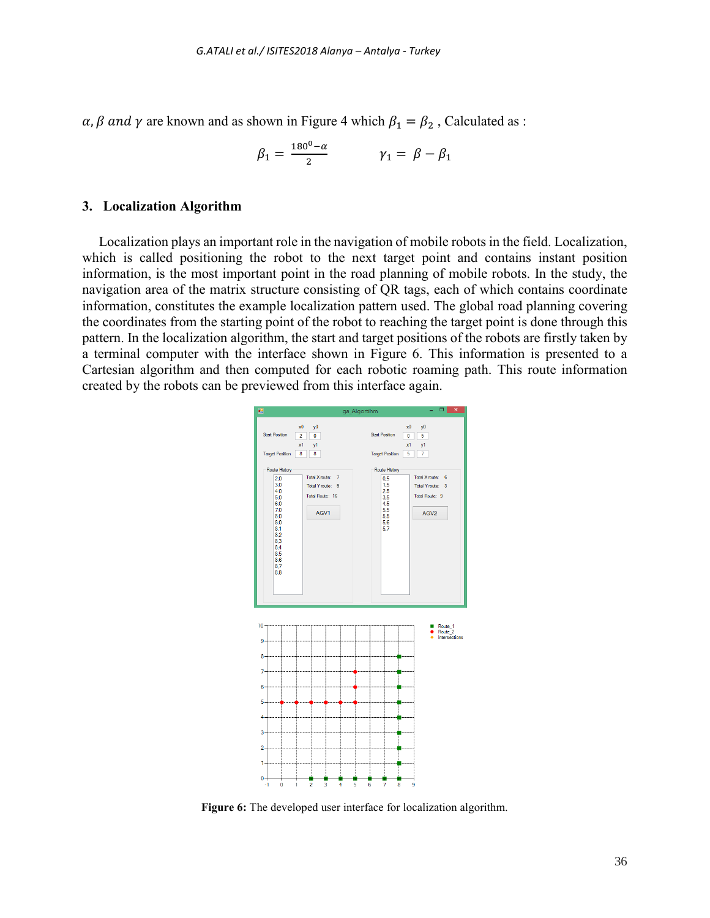$\alpha, \beta$ *and* $\gamma$ are known and as shown in Figure 4 which $\beta_1 = \beta_2$ , Calculated as :

$$\beta_1 = \frac{180^0 - \alpha}{2} \qquad \gamma_1 = \beta - \beta_1$$

## 3. Localization Algorithm

Localization plays an important role in the navigation of mobile robots in the field. Localization, which is called positioning the robot to the next target point and contains instant position information, is the most important point in the road planning of mobile robots. In the study, the navigation area of the matrix structure consisting of QR tags, each of which contains coordinate information, constitutes the example localization pattern used. The global road planning covering the coordinates from the starting point of the robot to reaching the target point is done through this pattern. In the localization algorithm, the start and target positions of the robots are firstly taken by a terminal computer with the interface shown in Figure 6. This information is presented to a Cartesian algorithm and then computed for each robotic roaming path. This route information created by the robots can be previewed from this interface again.

**Figure 6:** The developed user interface for localization algorithm.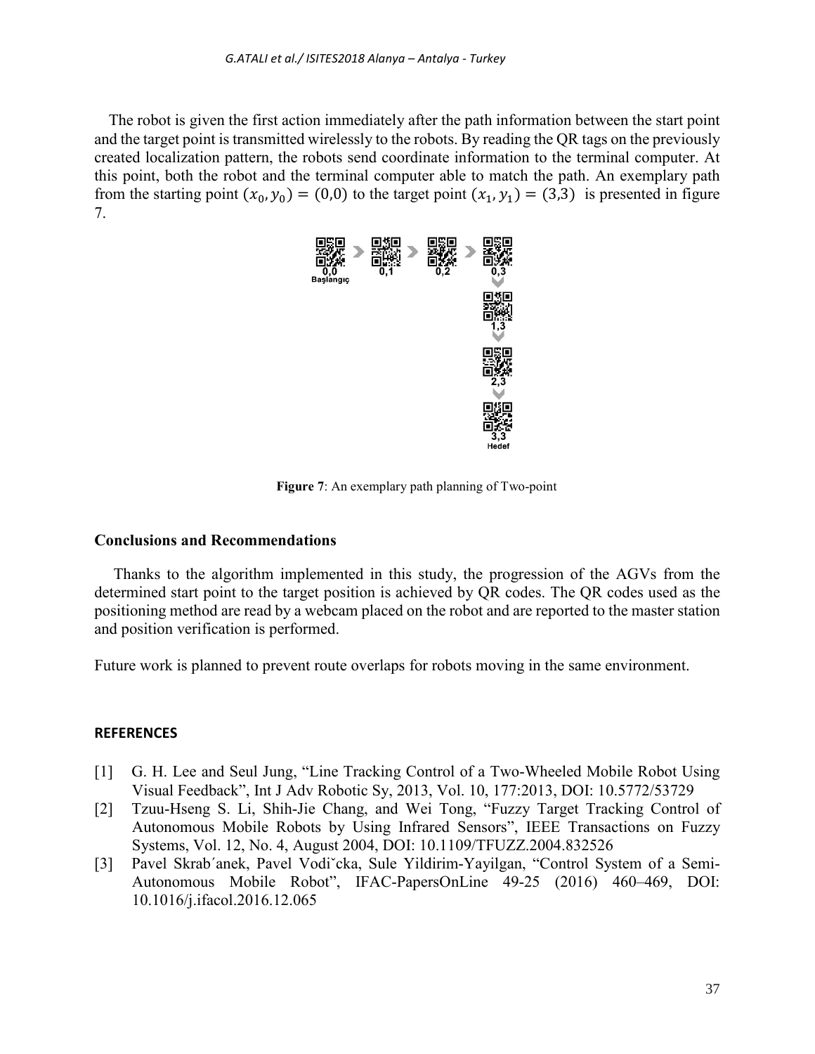The robot is given the first action immediately after the path information between the start point and the target point is transmitted wirelessly to the robots. By reading the QR tags on the previously created localization pattern, the robots send coordinate information to the terminal computer. At this point, both the robot and the terminal computer able to match the path. An exemplary path from the starting point $(x_0, y_0) = (0,0)$ to the target point $(x_1, y_1) = (3,3)$ is presented in figure 7.

**Figure 7**: An exemplary path planning of Two-point

## Conclusions and Recommendations

Thanks to the algorithm implemented in this study, the progression of the AGVs from the determined start point to the target position is achieved by QR codes. The QR codes used as the positioning method are read by a webcam placed on the robot and are reported to the master station and position verification is performed.

Future work is planned to prevent route overlaps for robots moving in the same environment.

## REFERENCES

[1] G. H. Lee and Seul Jung, "Line Tracking Control of a Two-Wheeled Mobile Robot Using Visual Feedback", Int J Adv Robotic Sy, 2013, Vol. 10, 177:2013, DOI: 10.5772/53729

[2] Tzuu-Hseng S. Li, Shih-Jie Chang, and Wei Tong, "Fuzzy Target Tracking Control of Autonomous Mobile Robots by Using Infrared Sensors", IEEE Transactions on Fuzzy Systems, Vol. 12, No. 4, August 2004, DOI: 10.1109/TFUZZ.2004.832526

[3] Pavel Skrab´anek, Pavel Vodiˇcka, Sule Yildirim-Yayilgan, "Control System of a Semi-Autonomous Mobile Robot", IFAC-PapersOnLine 49-25 (2016) 460–469, DOI: 10.1016/j.ifacol.2016.12.065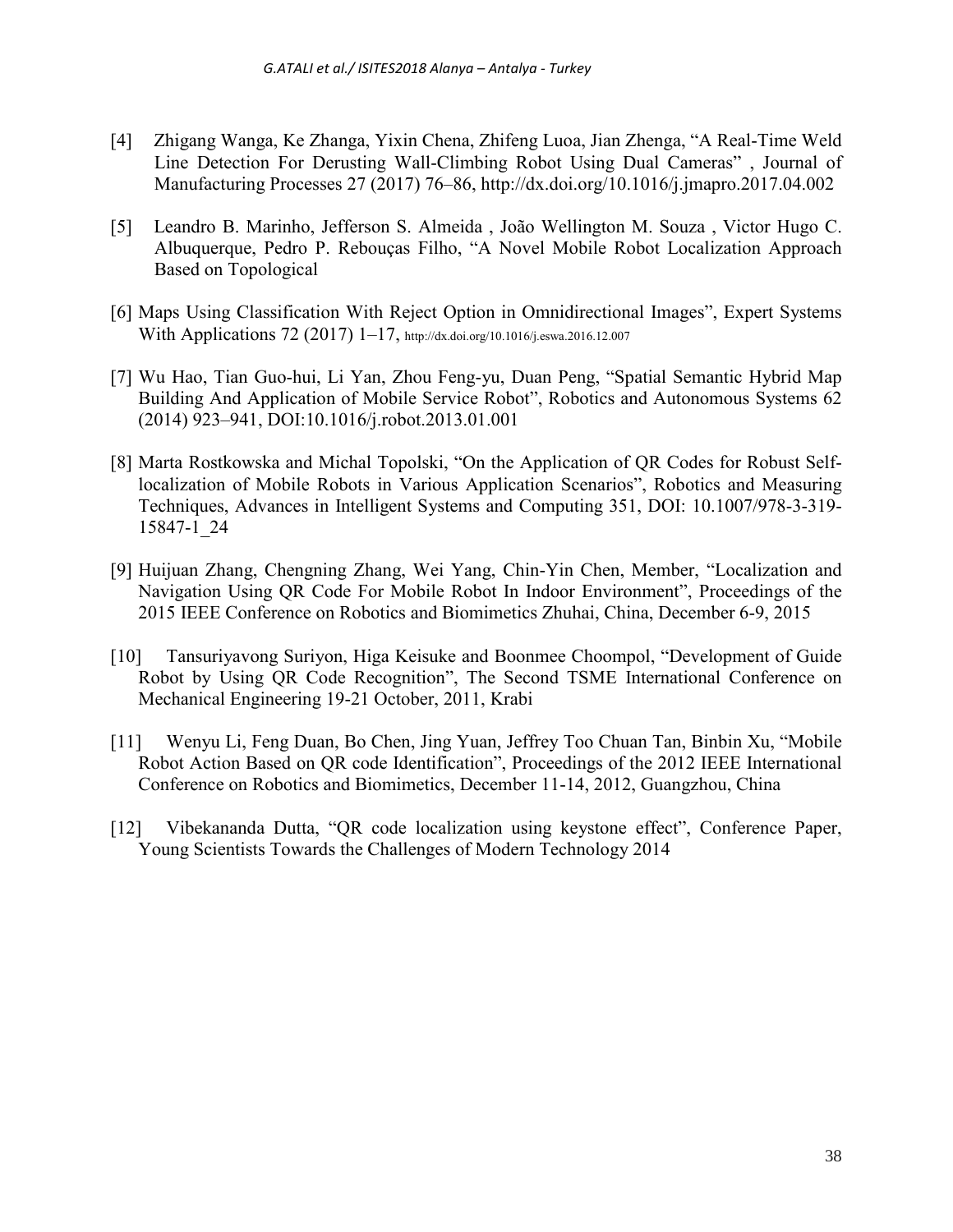[4] Zhigang Wanga, Ke Zhanga, Yixin Chena, Zhifeng Luoa, Jian Zhenga, "A Real-Time Weld Line Detection For Derusting Wall-Climbing Robot Using Dual Cameras" , Journal of Manufacturing Processes 27 (2017) 76–86, http://dx.doi.org/10.1016/j.jmapro.2017.04.002

[5] Leandro B. Marinho, Jefferson S. Almeida , João Wellington M. Souza , Victor Hugo C. Albuquerque, Pedro P. Rebouças Filho, "A Novel Mobile Robot Localization Approach Based on Topological

[6] Maps Using Classification With Reject Option in Omnidirectional Images", Expert Systems With Applications 72 (2017) 1–17, http://dx.doi.org/10.1016/j.eswa.2016.12.007

[7] Wu Hao, Tian Guo-hui, Li Yan, Zhou Feng-yu, Duan Peng, "Spatial Semantic Hybrid Map Building And Application of Mobile Service Robot", Robotics and Autonomous Systems 62 (2014) 923–941, DOI:10.1016/j.robot.2013.01.001

[8] Marta Rostkowska and Michal Topolski, "On the Application of QR Codes for Robust Self-localization of Mobile Robots in Various Application Scenarios", Robotics and Measuring Techniques, Advances in Intelligent Systems and Computing 351, DOI: 10.1007/978-3-319-15847-1_24

[9] Huijuan Zhang, Chengning Zhang, Wei Yang, Chin-Yin Chen, Member, "Localization and Navigation Using QR Code For Mobile Robot In Indoor Environment", Proceedings of the 2015 IEEE Conference on Robotics and Biomimetics Zhuhai, China, December 6-9, 2015

[10] Tansuriyavong Suriyon, Higa Keisuke and Boonmee Choompol, "Development of Guide Robot by Using QR Code Recognition", The Second TSME International Conference on Mechanical Engineering 19-21 October, 2011, Krabi

[11] Wenyu Li, Feng Duan, Bo Chen, Jing Yuan, Jeffrey Too Chuan Tan, Binbin Xu, "Mobile Robot Action Based on QR code Identification", Proceedings of the 2012 IEEE International Conference on Robotics and Biomimetics, December 11-14, 2012, Guangzhou, China

[12] Vibekananda Dutta, "QR code localization using keystone effect", Conference Paper, Young Scientists Towards the Challenges of Modern Technology 2014